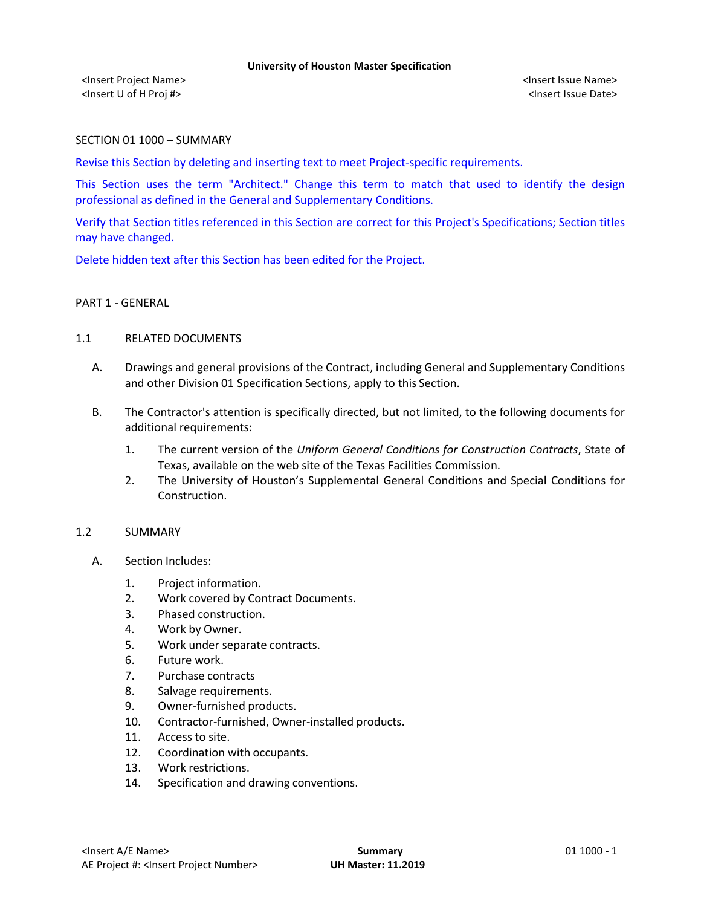SECTION 01 1000 – SUMMARY

Revise this Section by deleting and inserting text to meet Project-specific requirements.

This Section uses the term "Architect." Change this term to match that used to identify the design professional as defined in the General and Supplementary Conditions.

Verify that Section titles referenced in this Section are correct for this Project's Specifications; Section titles may have changed.

Delete hidden text after this Section has been edited for the Project.

## PART 1 - GENERAL

### 1.1 RELATED DOCUMENTS

A. Drawings and general provisions of the Contract, including General and Supplementary Conditions and other Division 01 Specification Sections, apply to this Section.

B. The Contractor's attention is specifically directed, but not limited, to the following documents for additional requirements:

1. The current version of the *Uniform General Conditions for Construction Contracts*, State of Texas, available on the web site of the Texas Facilities Commission.
2. The University of Houston's Supplemental General Conditions and Special Conditions for Construction.

### 1.2 SUMMARY

A. Section Includes:

1. Project information.
2. Work covered by Contract Documents.
3. Phased construction.
4. Work by Owner.
5. Work under separate contracts.
6. Future work.
7. Purchase contracts
8. Salvage requirements.
9. Owner-furnished products.
10. Contractor-furnished, Owner-installed products.
11. Access to site.
12. Coordination with occupants.
13. Work restrictions.
14. Specification and drawing conventions.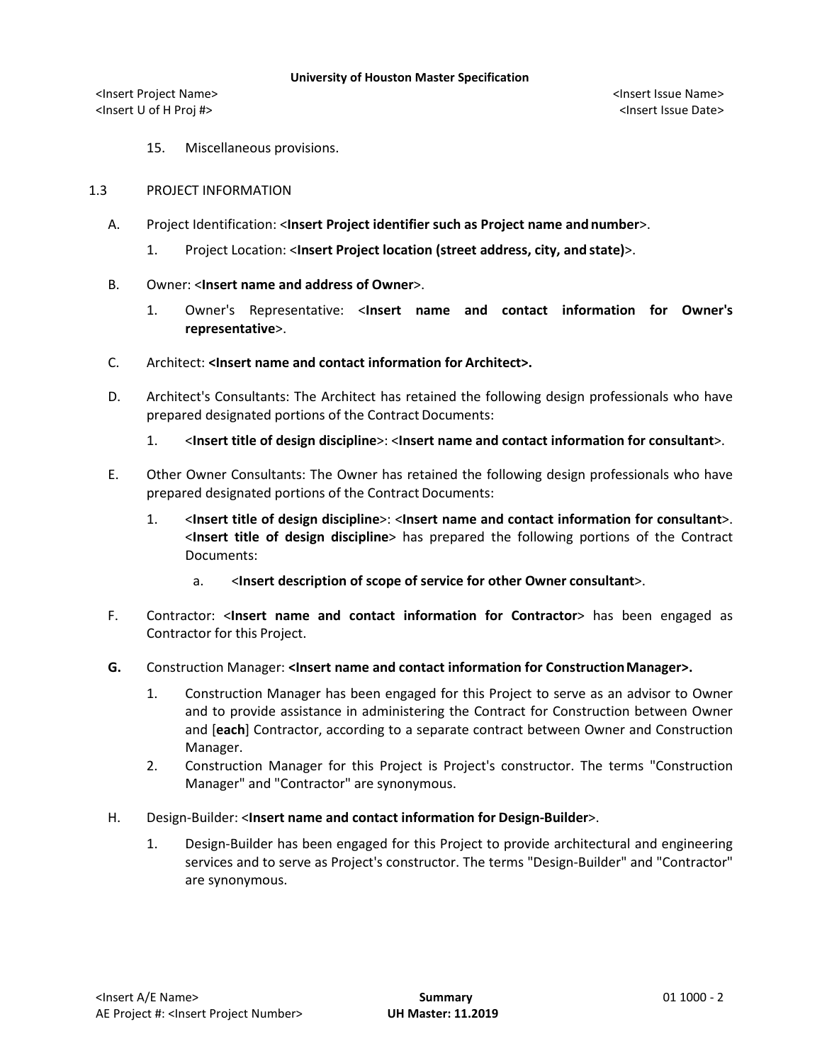15. Miscellaneous provisions.

## 1.3 PROJECT INFORMATION

A. Project Identification: <**Insert Project identifier such as Project name and number**>.

1. Project Location: <**Insert Project location (street address, city, and state)**>.

B. Owner: <**Insert name and address of Owner**>.

1. Owner's Representative: <**Insert name and contact information for Owner's representative**>.

C. Architect: **<Insert name and contact information for Architect>.**

D. Architect's Consultants: The Architect has retained the following design professionals who have prepared designated portions of the Contract Documents:

1. <**Insert title of design discipline**>: <**Insert name and contact information for consultant**>.

E. Other Owner Consultants: The Owner has retained the following design professionals who have prepared designated portions of the Contract Documents:

1. <**Insert title of design discipline**>: <**Insert name and contact information for consultant**>. <**Insert title of design discipline**> has prepared the following portions of the Contract Documents:

   a. <**Insert description of scope of service for other Owner consultant**>.

F. Contractor: <**Insert name and contact information for Contractor**> has been engaged as Contractor for this Project.

**G.** Construction Manager: **<Insert name and contact information for Construction Manager>.**

1. Construction Manager has been engaged for this Project to serve as an advisor to Owner and to provide assistance in administering the Contract for Construction between Owner and [**each**] Contractor, according to a separate contract between Owner and Construction Manager.
2. Construction Manager for this Project is Project's constructor. The terms "Construction Manager" and "Contractor" are synonymous.

H. Design-Builder: <**Insert name and contact information for Design-Builder**>.

1. Design-Builder has been engaged for this Project to provide architectural and engineering services and to serve as Project's constructor. The terms "Design-Builder" and "Contractor" are synonymous.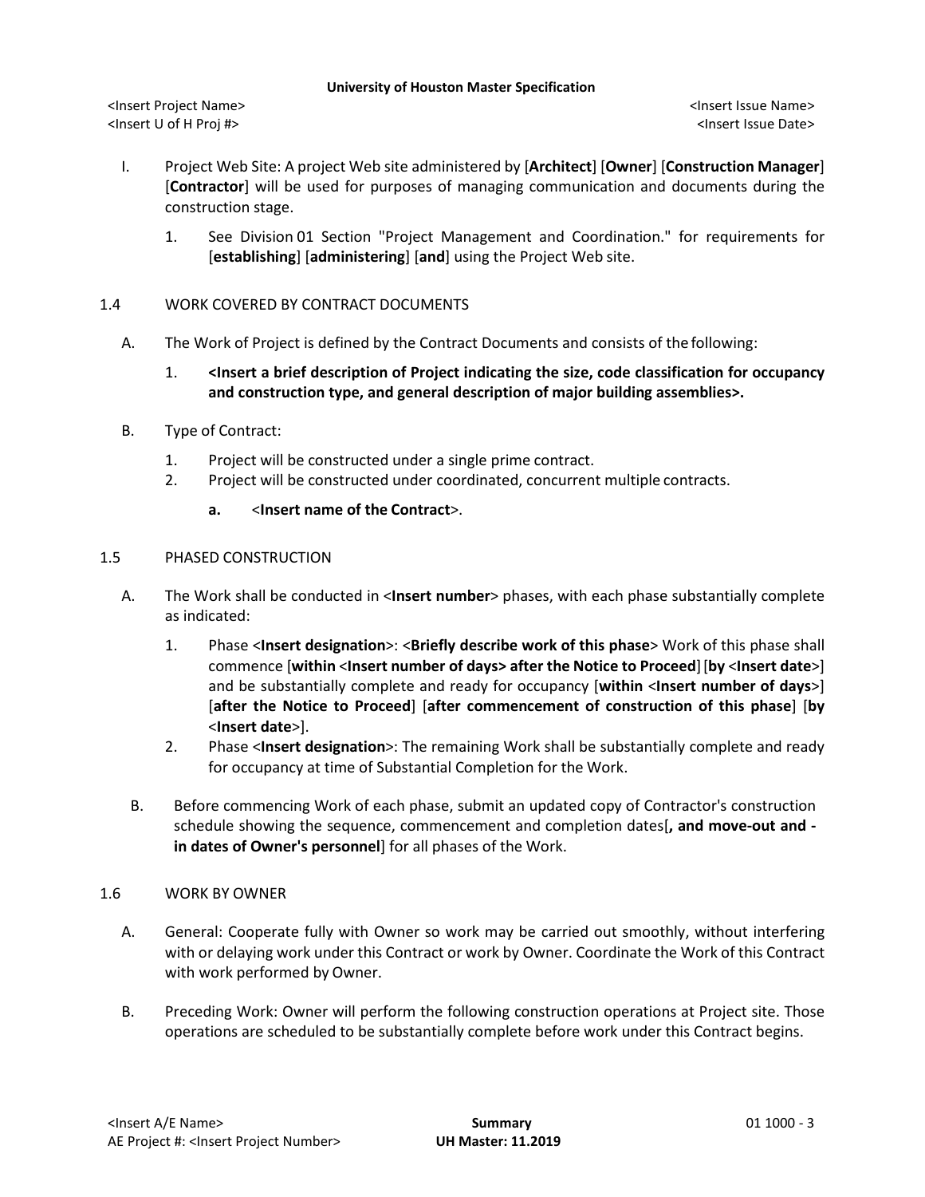I. Project Web Site: A project Web site administered by [**Architect**] [**Owner**] [**Construction Manager**] [**Contractor**] will be used for purposes of managing communication and documents during the construction stage.

   1. See Division 01 Section "Project Management and Coordination." for requirements for [**establishing**] [**administering**] [**and**] using the Project Web site.

## 1.4 WORK COVERED BY CONTRACT DOCUMENTS

A. The Work of Project is defined by the Contract Documents and consists of the following:

   1. **<Insert a brief description of Project indicating the size, code classification for occupancy and construction type, and general description of major building assemblies>.**

B. Type of Contract:

   1. Project will be constructed under a single prime contract.
   2. Project will be constructed under coordinated, concurrent multiple contracts.

      a. <**Insert name of the Contract**>.

## 1.5 PHASED CONSTRUCTION

A. The Work shall be conducted in <**Insert number**> phases, with each phase substantially complete as indicated:

   1. Phase <**Insert designation**>: <**Briefly describe work of this phase**> Work of this phase shall commence [**within** <**Insert number of days> after the Notice to Proceed**] [**by** <**Insert date**>] and be substantially complete and ready for occupancy [**within** <**Insert number of days**>] [**after the Notice to Proceed**] [**after commencement of construction of this phase**] [**by** <**Insert date**>].
   2. Phase <**Insert designation**>: The remaining Work shall be substantially complete and ready for occupancy at time of Substantial Completion for the Work.

B. Before commencing Work of each phase, submit an updated copy of Contractor's construction schedule showing the sequence, commencement and completion dates[**, and move-out and -in dates of Owner's personnel**] for all phases of the Work.

## 1.6 WORK BY OWNER

A. General: Cooperate fully with Owner so work may be carried out smoothly, without interfering with or delaying work under this Contract or work by Owner. Coordinate the Work of this Contract with work performed by Owner.

B. Preceding Work: Owner will perform the following construction operations at Project site. Those operations are scheduled to be substantially complete before work under this Contract begins.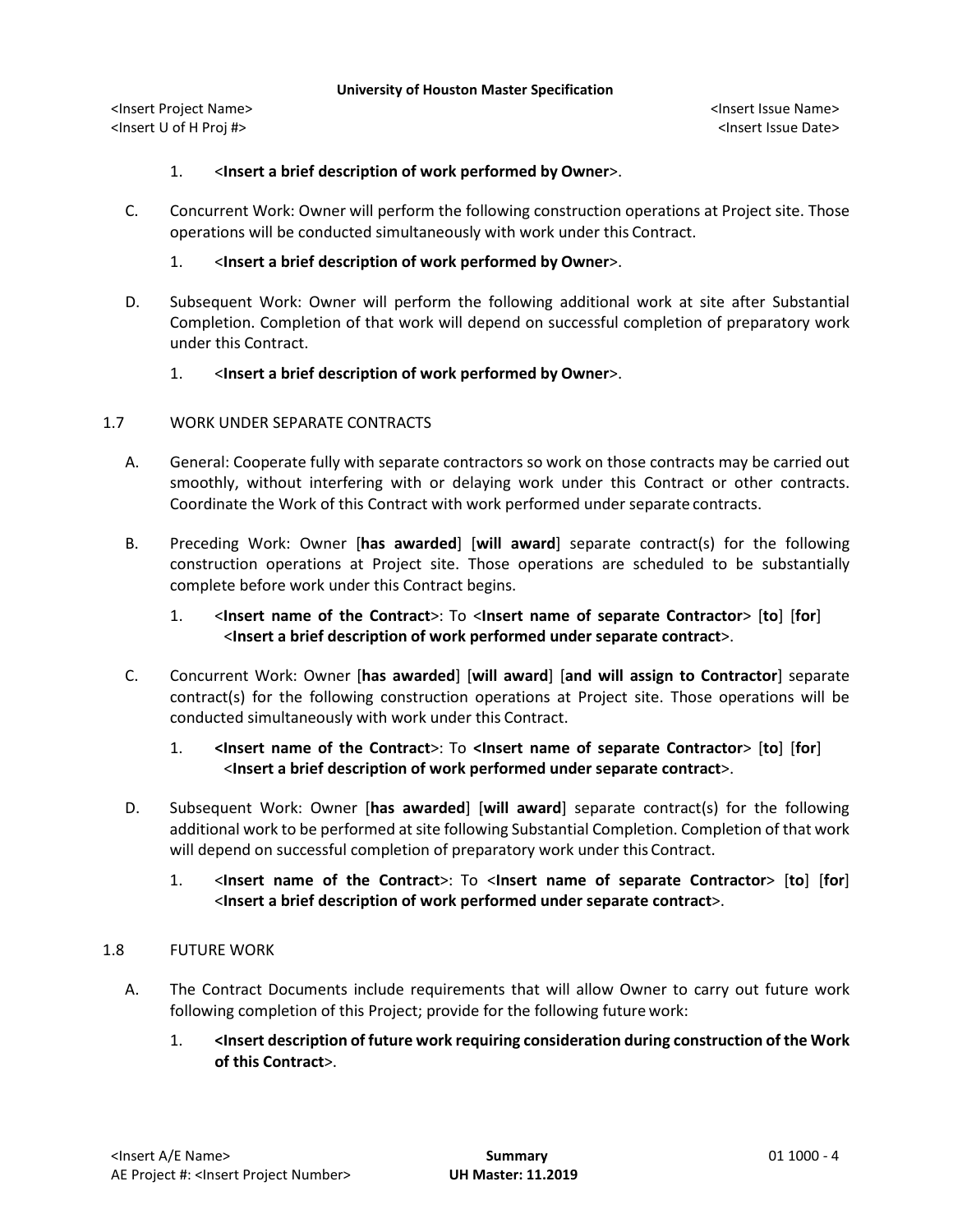1. <**Insert a brief description of work performed by Owner**>.

C. Concurrent Work: Owner will perform the following construction operations at Project site. Those operations will be conducted simultaneously with work under this Contract.

1. <**Insert a brief description of work performed by Owner**>.

D. Subsequent Work: Owner will perform the following additional work at site after Substantial Completion. Completion of that work will depend on successful completion of preparatory work under this Contract.

1. <**Insert a brief description of work performed by Owner**>.

## 1.7 WORK UNDER SEPARATE CONTRACTS

A. General: Cooperate fully with separate contractors so work on those contracts may be carried out smoothly, without interfering with or delaying work under this Contract or other contracts. Coordinate the Work of this Contract with work performed under separate contracts.

B. Preceding Work: Owner [**has awarded**] [**will award**] separate contract(s) for the following construction operations at Project site. Those operations are scheduled to be substantially complete before work under this Contract begins.

1. <**Insert name of the Contract**>: To <**Insert name of separate Contractor**> [**to**] [**for**] <**Insert a brief description of work performed under separate contract**>.

C. Concurrent Work: Owner [**has awarded**] [**will award**] [**and will assign to Contractor**] separate contract(s) for the following construction operations at Project site. Those operations will be conducted simultaneously with work under this Contract.

1. **<Insert name of the Contract**>: To **<Insert name of separate Contractor**> [**to**] [**for**] <**Insert a brief description of work performed under separate contract**>.

D. Subsequent Work: Owner [**has awarded**] [**will award**] separate contract(s) for the following additional work to be performed at site following Substantial Completion. Completion of that work will depend on successful completion of preparatory work under this Contract.

1. <**Insert name of the Contract**>: To <**Insert name of separate Contractor**> [**to**] [**for**] <**Insert a brief description of work performed under separate contract**>.

## 1.8 FUTURE WORK

A. The Contract Documents include requirements that will allow Owner to carry out future work following completion of this Project; provide for the following future work:

1. **<Insert description of future work requiring consideration during construction of the Work of this Contract**>.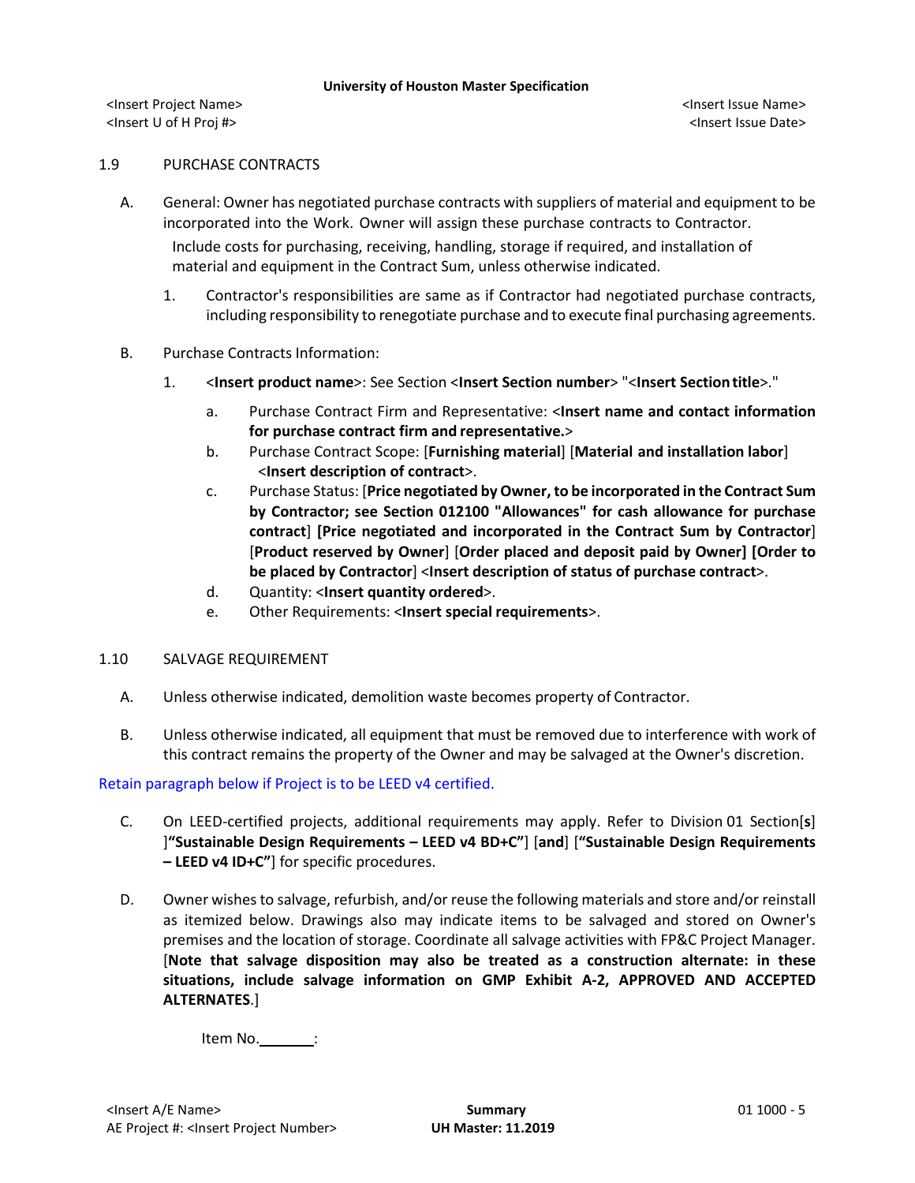## 1.9 PURCHASE CONTRACTS

A. General: Owner has negotiated purchase contracts with suppliers of material and equipment to be incorporated into the Work. Owner will assign these purchase contracts to Contractor.

Include costs for purchasing, receiving, handling, storage if required, and installation of material and equipment in the Contract Sum, unless otherwise indicated.

1. Contractor's responsibilities are same as if Contractor had negotiated purchase contracts, including responsibility to renegotiate purchase and to execute final purchasing agreements.

B. Purchase Contracts Information:

1. <**Insert product name**>: See Section <**Insert Section number**> "<**Insert Section title**>."
   a. Purchase Contract Firm and Representative: <**Insert name and contact information for purchase contract firm and representative.**>
   b. Purchase Contract Scope: [**Furnishing material**] [**Material and installation labor**] <**Insert description of contract**>.
   c. Purchase Status: [**Price negotiated by Owner, to be incorporated in the Contract Sum by Contractor; see Section 012100 "Allowances" for cash allowance for purchase contract**] [**Price negotiated and incorporated in the Contract Sum by Contractor**] [**Product reserved by Owner**] [**Order placed and deposit paid by Owner] [Order to be placed by Contractor**] <**Insert description of status of purchase contract**>.
   d. Quantity: <**Insert quantity ordered**>.
   e. Other Requirements: <**Insert special requirements**>.

## 1.10 SALVAGE REQUIREMENT

A. Unless otherwise indicated, demolition waste becomes property of Contractor.

B. Unless otherwise indicated, all equipment that must be removed due to interference with work of this contract remains the property of the Owner and may be salvaged at the Owner's discretion.

Retain paragraph below if Project is to be LEED v4 certified.

C. On LEED-certified projects, additional requirements may apply. Refer to Division 01 Section[**s**] ]**"Sustainable Design Requirements – LEED v4 BD+C"**] [**and**] [**"Sustainable Design Requirements – LEED v4 ID+C"**] for specific procedures.

D. Owner wishes to salvage, refurbish, and/or reuse the following materials and store and/or reinstall as itemized below. Drawings also may indicate items to be salvaged and stored on Owner's premises and the location of storage. Coordinate all salvage activities with FP&C Project Manager. [**Note that salvage disposition may also be treated as a construction alternate: in these situations, include salvage information on GMP Exhibit A-2, APPROVED AND ACCEPTED ALTERNATES**.]

Item No.\_\_\_\_\_\_\_: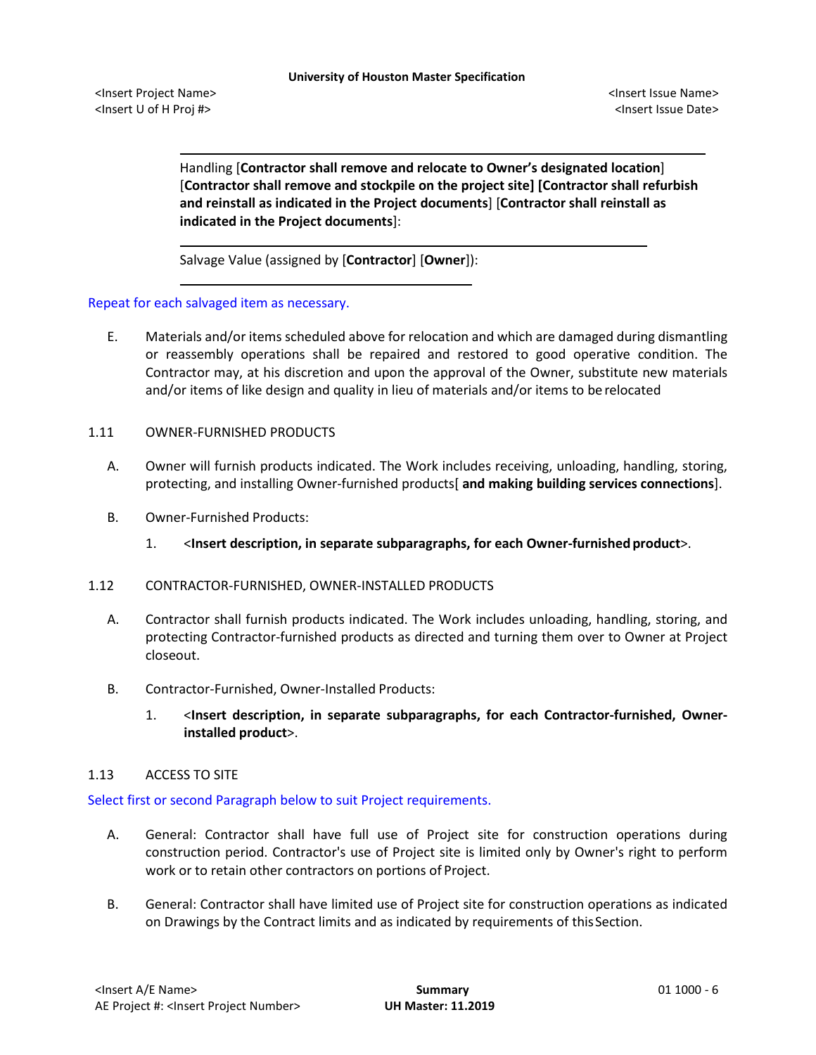Handling [**Contractor shall remove and relocate to Owner's designated location**] [**Contractor shall remove and stockpile on the project site] [Contractor shall refurbish and reinstall as indicated in the Project documents**] [**Contractor shall reinstall as indicated in the Project documents**]:

_______________________________________________

Salvage Value (assigned by [**Contractor**] [**Owner**]):

_______________________________________________

Repeat for each salvaged item as necessary.

E. Materials and/or items scheduled above for relocation and which are damaged during dismantling or reassembly operations shall be repaired and restored to good operative condition. The Contractor may, at his discretion and upon the approval of the Owner, substitute new materials and/or items of like design and quality in lieu of materials and/or items to be relocated

1.11 OWNER-FURNISHED PRODUCTS

A. Owner will furnish products indicated. The Work includes receiving, unloading, handling, storing, protecting, and installing Owner-furnished products[ **and making building services connections**].

B. Owner-Furnished Products:

1. <**Insert description, in separate subparagraphs, for each Owner-furnished product**>.

1.12 CONTRACTOR-FURNISHED, OWNER-INSTALLED PRODUCTS

A. Contractor shall furnish products indicated. The Work includes unloading, handling, storing, and protecting Contractor-furnished products as directed and turning them over to Owner at Project closeout.

B. Contractor-Furnished, Owner-Installed Products:

1. <**Insert description, in separate subparagraphs, for each Contractor-furnished, Owner-installed product**>.

1.13 ACCESS TO SITE

Select first or second Paragraph below to suit Project requirements.

A. General: Contractor shall have full use of Project site for construction operations during construction period. Contractor's use of Project site is limited only by Owner's right to perform work or to retain other contractors on portions of Project.

B. General: Contractor shall have limited use of Project site for construction operations as indicated on Drawings by the Contract limits and as indicated by requirements of this Section.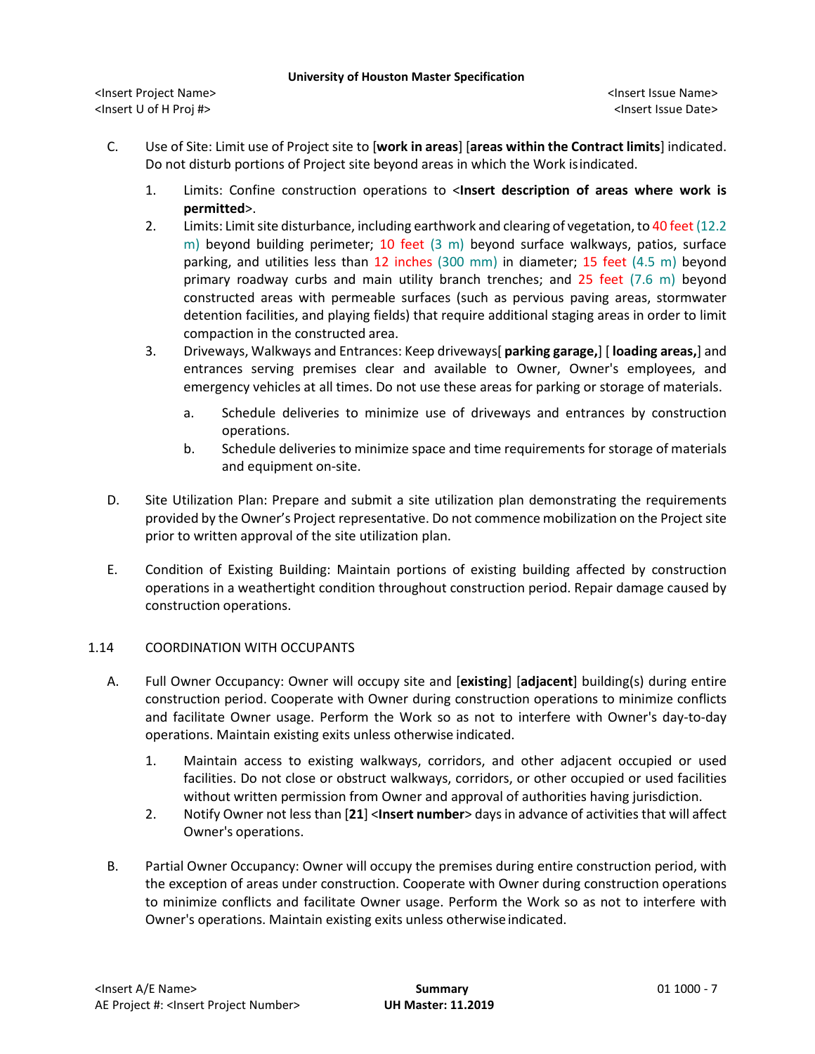C. Use of Site: Limit use of Project site to [**work in areas**] [**areas within the Contract limits**] indicated. Do not disturb portions of Project site beyond areas in which the Work is indicated.

   1. Limits: Confine construction operations to <**Insert description of areas where work is permitted**>.
   2. Limits: Limit site disturbance, including earthwork and clearing of vegetation, to 40 feet (12.2 m) beyond building perimeter; 10 feet (3 m) beyond surface walkways, patios, surface parking, and utilities less than 12 inches (300 mm) in diameter; 15 feet (4.5 m) beyond primary roadway curbs and main utility branch trenches; and 25 feet (7.6 m) beyond constructed areas with permeable surfaces (such as pervious paving areas, stormwater detention facilities, and playing fields) that require additional staging areas in order to limit compaction in the constructed area.
   3. Driveways, Walkways and Entrances: Keep driveways[ **parking garage,**] [ **loading areas,**] and entrances serving premises clear and available to Owner, Owner's employees, and emergency vehicles at all times. Do not use these areas for parking or storage of materials.

      a. Schedule deliveries to minimize use of driveways and entrances by construction operations.
      b. Schedule deliveries to minimize space and time requirements for storage of materials and equipment on-site.

D. Site Utilization Plan: Prepare and submit a site utilization plan demonstrating the requirements provided by the Owner's Project representative. Do not commence mobilization on the Project site prior to written approval of the site utilization plan.

E. Condition of Existing Building: Maintain portions of existing building affected by construction operations in a weathertight condition throughout construction period. Repair damage caused by construction operations.

## 1.14 COORDINATION WITH OCCUPANTS

A. Full Owner Occupancy: Owner will occupy site and [**existing**] [**adjacent**] building(s) during entire construction period. Cooperate with Owner during construction operations to minimize conflicts and facilitate Owner usage. Perform the Work so as not to interfere with Owner's day-to-day operations. Maintain existing exits unless otherwise indicated.

   1. Maintain access to existing walkways, corridors, and other adjacent occupied or used facilities. Do not close or obstruct walkways, corridors, or other occupied or used facilities without written permission from Owner and approval of authorities having jurisdiction.
   2. Notify Owner not less than [**21**] <**Insert number**> days in advance of activities that will affect Owner's operations.

B. Partial Owner Occupancy: Owner will occupy the premises during entire construction period, with the exception of areas under construction. Cooperate with Owner during construction operations to minimize conflicts and facilitate Owner usage. Perform the Work so as not to interfere with Owner's operations. Maintain existing exits unless otherwise indicated.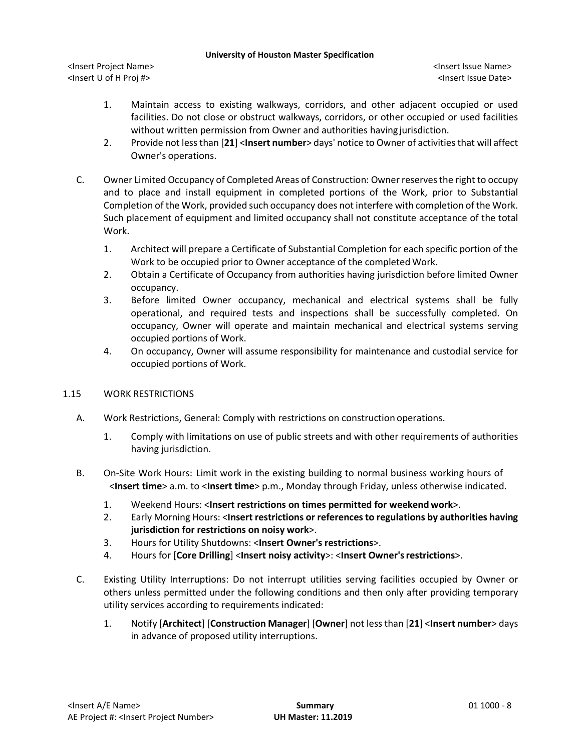1. Maintain access to existing walkways, corridors, and other adjacent occupied or used facilities. Do not close or obstruct walkways, corridors, or other occupied or used facilities without written permission from Owner and authorities having jurisdiction.
2. Provide not less than [**21**] <**Insert number**> days' notice to Owner of activities that will affect Owner's operations.

C. Owner Limited Occupancy of Completed Areas of Construction: Owner reserves the right to occupy and to place and install equipment in completed portions of the Work, prior to Substantial Completion of the Work, provided such occupancy does not interfere with completion of the Work. Such placement of equipment and limited occupancy shall not constitute acceptance of the total Work.

1. Architect will prepare a Certificate of Substantial Completion for each specific portion of the Work to be occupied prior to Owner acceptance of the completed Work.
2. Obtain a Certificate of Occupancy from authorities having jurisdiction before limited Owner occupancy.
3. Before limited Owner occupancy, mechanical and electrical systems shall be fully operational, and required tests and inspections shall be successfully completed. On occupancy, Owner will operate and maintain mechanical and electrical systems serving occupied portions of Work.
4. On occupancy, Owner will assume responsibility for maintenance and custodial service for occupied portions of Work.

## 1.15 WORK RESTRICTIONS

A. Work Restrictions, General: Comply with restrictions on construction operations.

1. Comply with limitations on use of public streets and with other requirements of authorities having jurisdiction.

B. On-Site Work Hours: Limit work in the existing building to normal business working hours of <**Insert time**> a.m. to <**Insert time**> p.m., Monday through Friday, unless otherwise indicated.

1. Weekend Hours: <**Insert restrictions on times permitted for weekend work**>.
2. Early Morning Hours: <**Insert restrictions or references to regulations by authorities having jurisdiction for restrictions on noisy work**>.
3. Hours for Utility Shutdowns: <**Insert Owner's restrictions**>.
4. Hours for [**Core Drilling**] <**Insert noisy activity**>: <**Insert Owner's restrictions**>.

C. Existing Utility Interruptions: Do not interrupt utilities serving facilities occupied by Owner or others unless permitted under the following conditions and then only after providing temporary utility services according to requirements indicated:

1. Notify [**Architect**] [**Construction Manager**] [**Owner**] not less than [**21**] <**Insert number**> days in advance of proposed utility interruptions.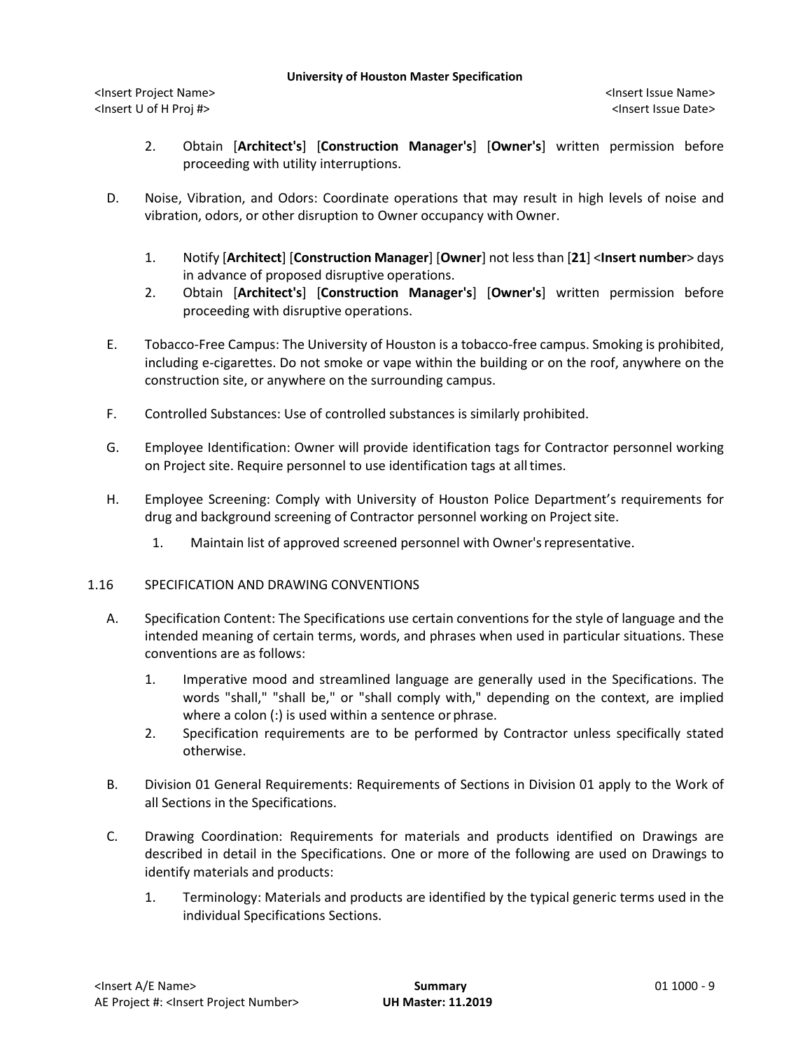2. Obtain [**Architect's**] [**Construction Manager's**] [**Owner's**] written permission before proceeding with utility interruptions.

D. Noise, Vibration, and Odors: Coordinate operations that may result in high levels of noise and vibration, odors, or other disruption to Owner occupancy with Owner.

1. Notify [**Architect**] [**Construction Manager**] [**Owner**] not less than [**21**] <**Insert number**> days in advance of proposed disruptive operations.
2. Obtain [**Architect's**] [**Construction Manager's**] [**Owner's**] written permission before proceeding with disruptive operations.

E. Tobacco-Free Campus: The University of Houston is a tobacco-free campus. Smoking is prohibited, including e-cigarettes. Do not smoke or vape within the building or on the roof, anywhere on the construction site, or anywhere on the surrounding campus.

F. Controlled Substances: Use of controlled substances is similarly prohibited.

G. Employee Identification: Owner will provide identification tags for Contractor personnel working on Project site. Require personnel to use identification tags at all times.

H. Employee Screening: Comply with University of Houston Police Department's requirements for drug and background screening of Contractor personnel working on Project site.

1. Maintain list of approved screened personnel with Owner's representative.

1.16 SPECIFICATION AND DRAWING CONVENTIONS

A. Specification Content: The Specifications use certain conventions for the style of language and the intended meaning of certain terms, words, and phrases when used in particular situations. These conventions are as follows:

1. Imperative mood and streamlined language are generally used in the Specifications. The words "shall," "shall be," or "shall comply with," depending on the context, are implied where a colon (:) is used within a sentence or phrase.
2. Specification requirements are to be performed by Contractor unless specifically stated otherwise.

B. Division 01 General Requirements: Requirements of Sections in Division 01 apply to the Work of all Sections in the Specifications.

C. Drawing Coordination: Requirements for materials and products identified on Drawings are described in detail in the Specifications. One or more of the following are used on Drawings to identify materials and products:

1. Terminology: Materials and products are identified by the typical generic terms used in the individual Specifications Sections.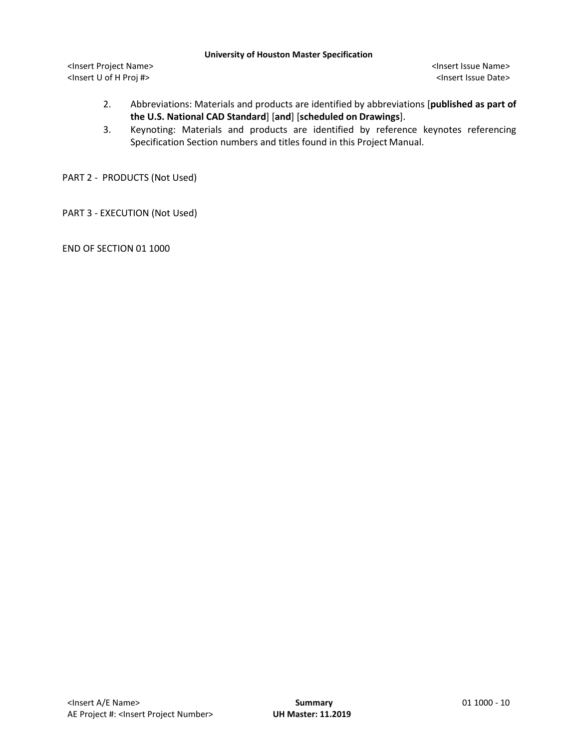2. Abbreviations: Materials and products are identified by abbreviations [**published as part of the U.S. National CAD Standard**] [**and**] [**scheduled on Drawings**].
3. Keynoting: Materials and products are identified by reference keynotes referencing Specification Section numbers and titles found in this Project Manual.

PART 2 - PRODUCTS (Not Used)

PART 3 - EXECUTION (Not Used)

END OF SECTION 01 1000